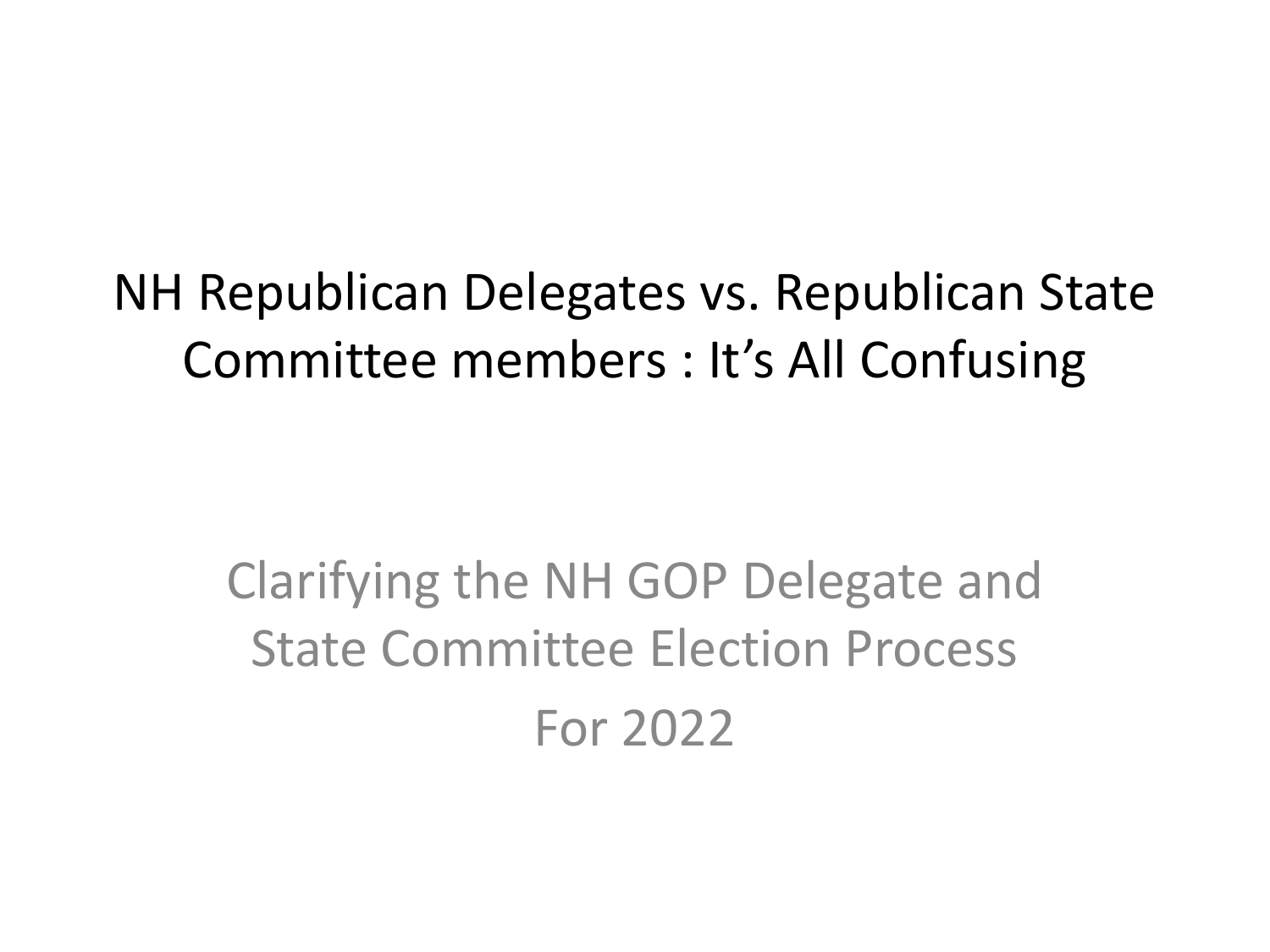# NH Republican Delegates vs. Republican State Committee members : It's All Confusing

Clarifying the NH GOP Delegate and State Committee Election Process

For 2022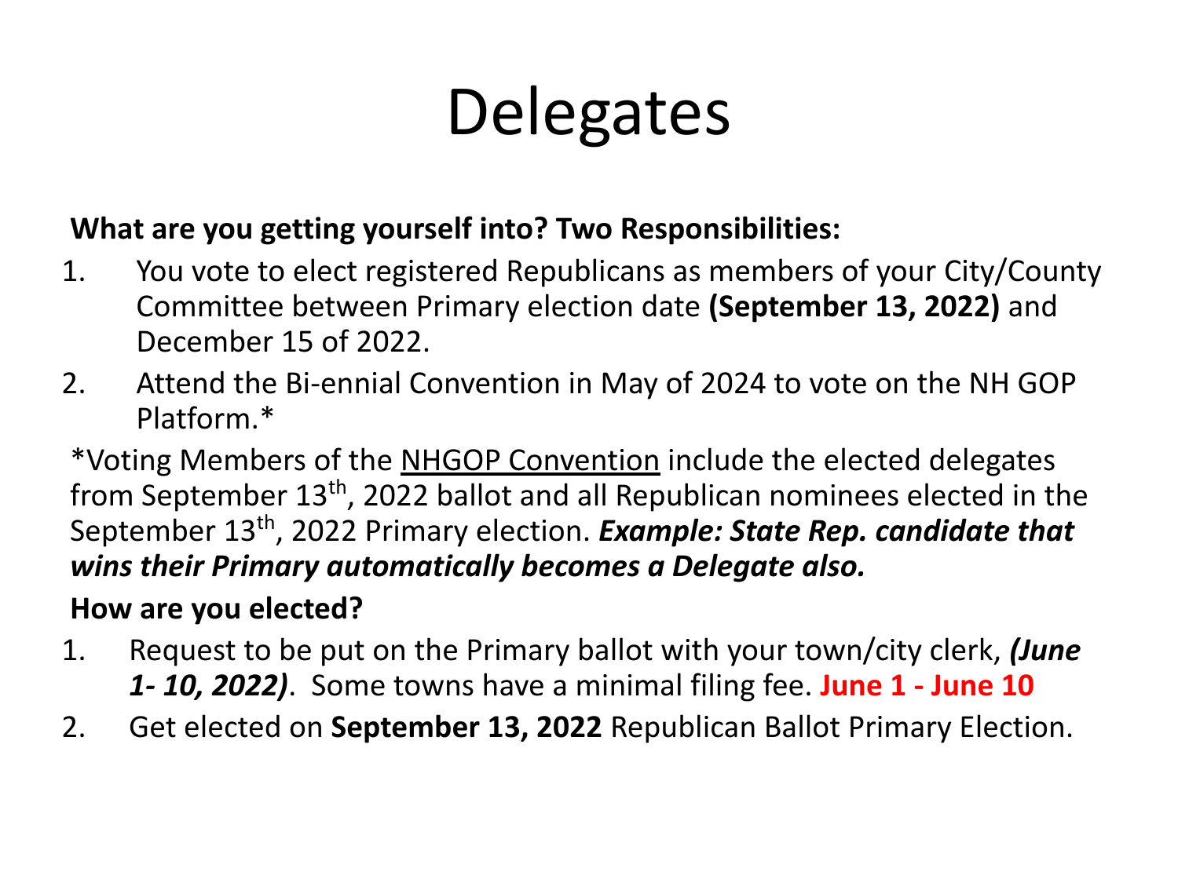# Delegates

**What are you getting yourself into? Two Responsibilities:**

1. You vote to elect registered Republicans as members of your City/County Committee between Primary election date **(September 13, 2022)** and December 15 of 2022.
2. Attend the Bi-ennial Convention in May of 2024 to vote on the NH GOP Platform.*

*Voting Members of the NHGOP Convention include the elected delegates from September 13th, 2022 ballot and all Republican nominees elected in the September 13th, 2022 Primary election. ***Example: State Rep. candidate that wins their Primary automatically becomes a Delegate also.***

**How are you elected?**

1. Request to be put on the Primary ballot with your town/city clerk, ***(June 1- 10, 2022)***. Some towns have a minimal filing fee. **June 1 - June 10**
2. Get elected on **September 13, 2022** Republican Ballot Primary Election.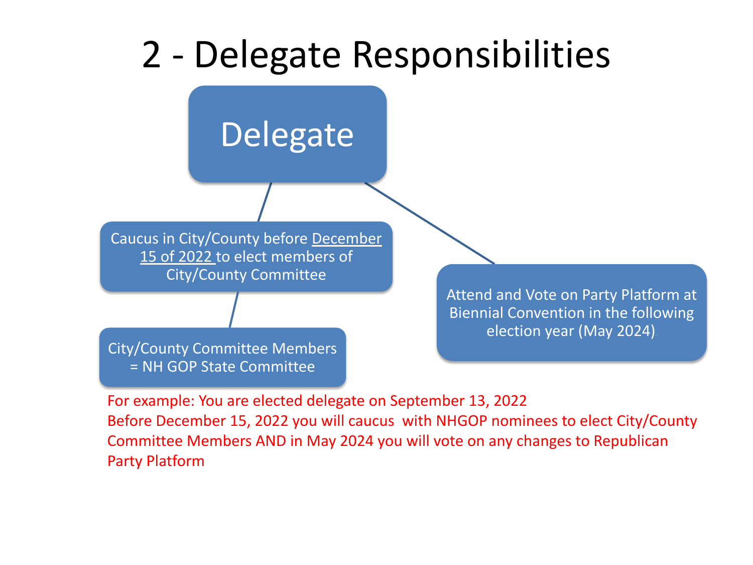# 2 - Delegate Responsibilities

**Delegate**

- Caucus in City/County before <u>December 15 of 2022</u> to elect members of City/County Committee
  - City/County Committee Members = NH GOP State Committee
- Attend and Vote on Party Platform at Biennial Convention in the following election year (May 2024)

For example: You are elected delegate on September 13, 2022
Before December 15, 2022 you will caucus with NHGOP nominees to elect City/County Committee Members AND in May 2024 you will vote on any changes to Republican Party Platform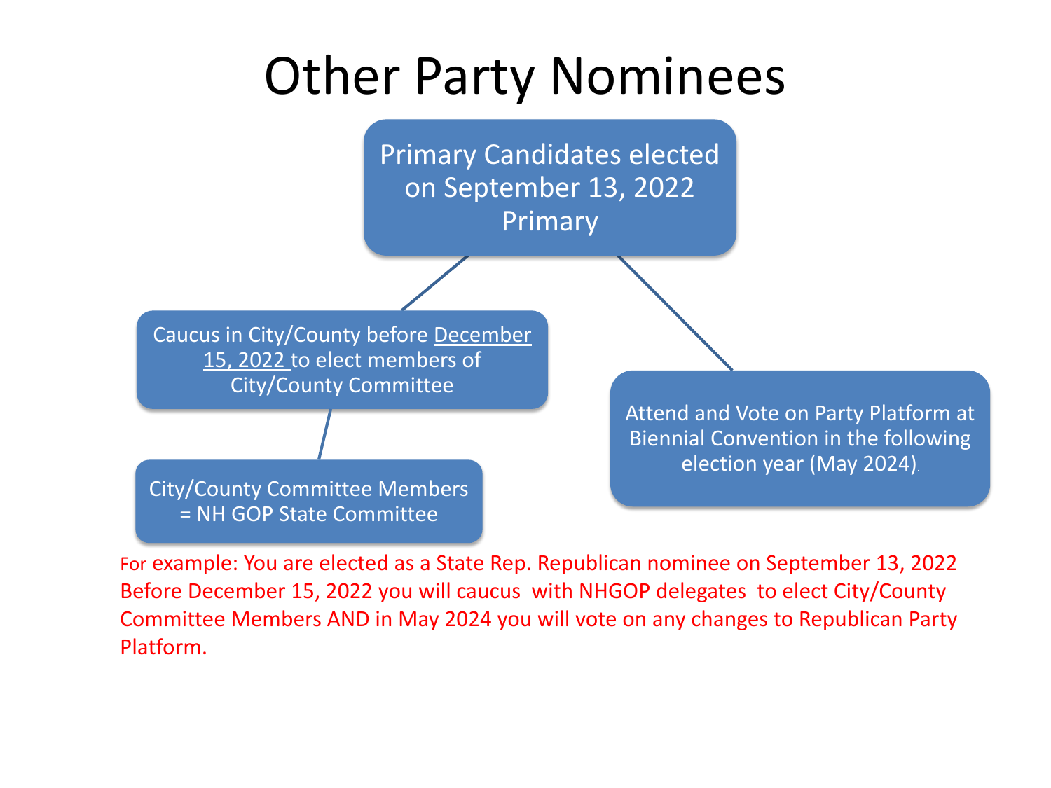# Other Party Nominees

Primary Candidates elected on September 13, 2022 Primary

- Caucus in City/County before December 15, 2022 to elect members of City/County Committee
  - City/County Committee Members = NH GOP State Committee
- Attend and Vote on Party Platform at Biennial Convention in the following election year (May 2024)

For example: You are elected as a State Rep. Republican nominee on September 13, 2022 Before December 15, 2022 you will caucus with NHGOP delegates to elect City/County Committee Members AND in May 2024 you will vote on any changes to Republican Party Platform.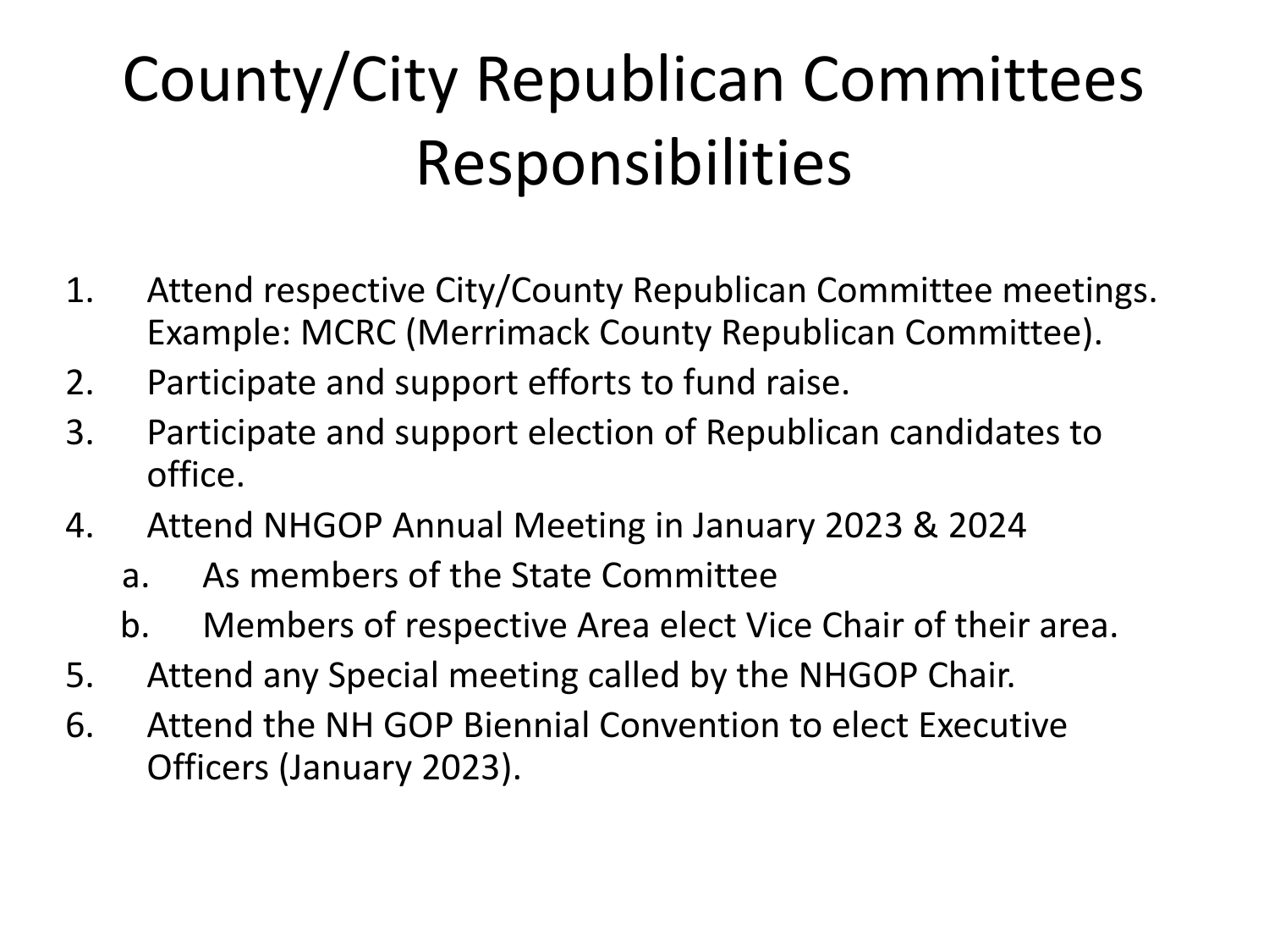# County/City Republican Committees Responsibilities

1. Attend respective City/County Republican Committee meetings. Example: MCRC (Merrimack County Republican Committee).
2. Participate and support efforts to fund raise.
3. Participate and support election of Republican candidates to office.
4. Attend NHGOP Annual Meeting in January 2023 & 2024
   a. As members of the State Committee
   b. Members of respective Area elect Vice Chair of their area.
5. Attend any Special meeting called by the NHGOP Chair.
6. Attend the NH GOP Biennial Convention to elect Executive Officers (January 2023).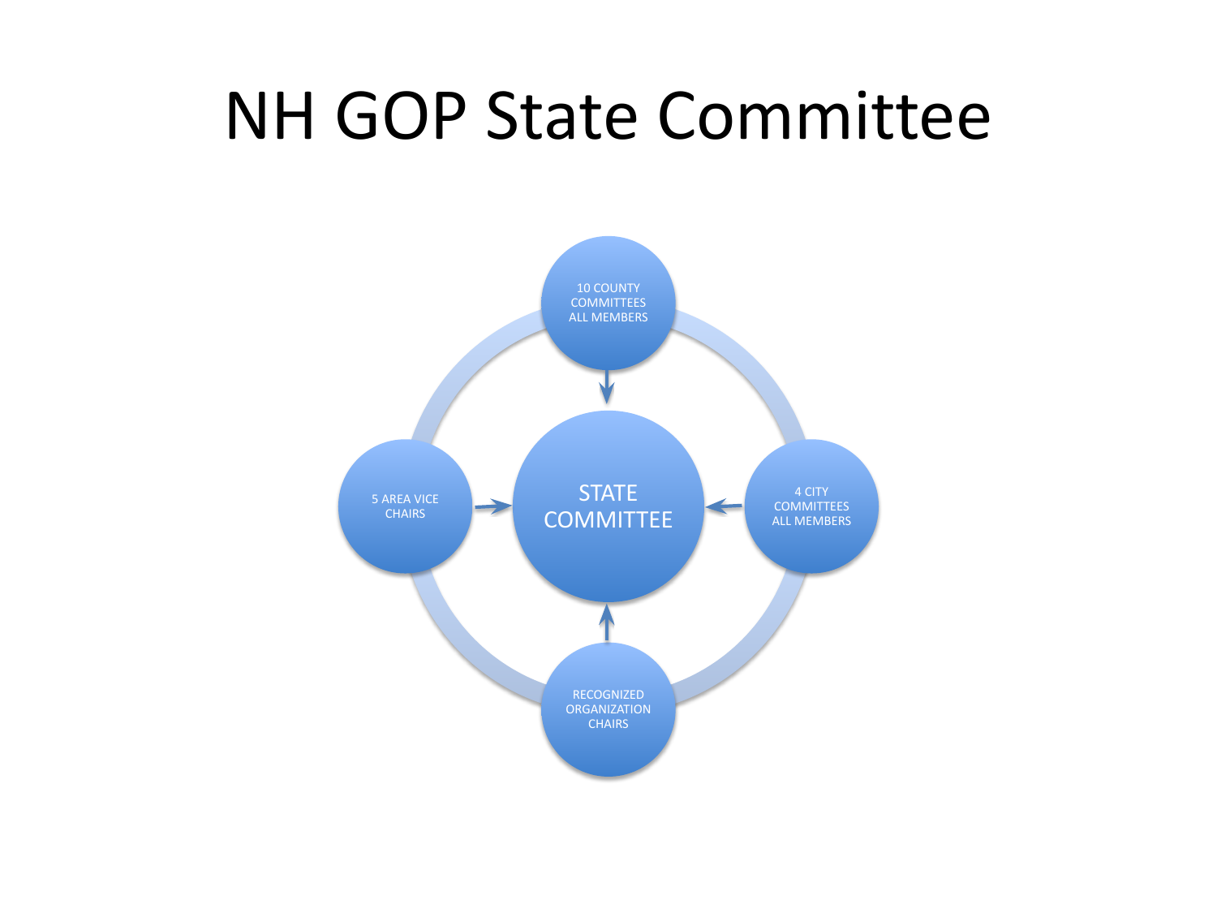# NH GOP State Committee

10 COUNTY COMMITTEES ALL MEMBERS

5 AREA VICE CHAIRS

STATE COMMITTEE

4 CITY COMMITTEES ALL MEMBERS

RECOGNIZED ORGANIZATION CHAIRS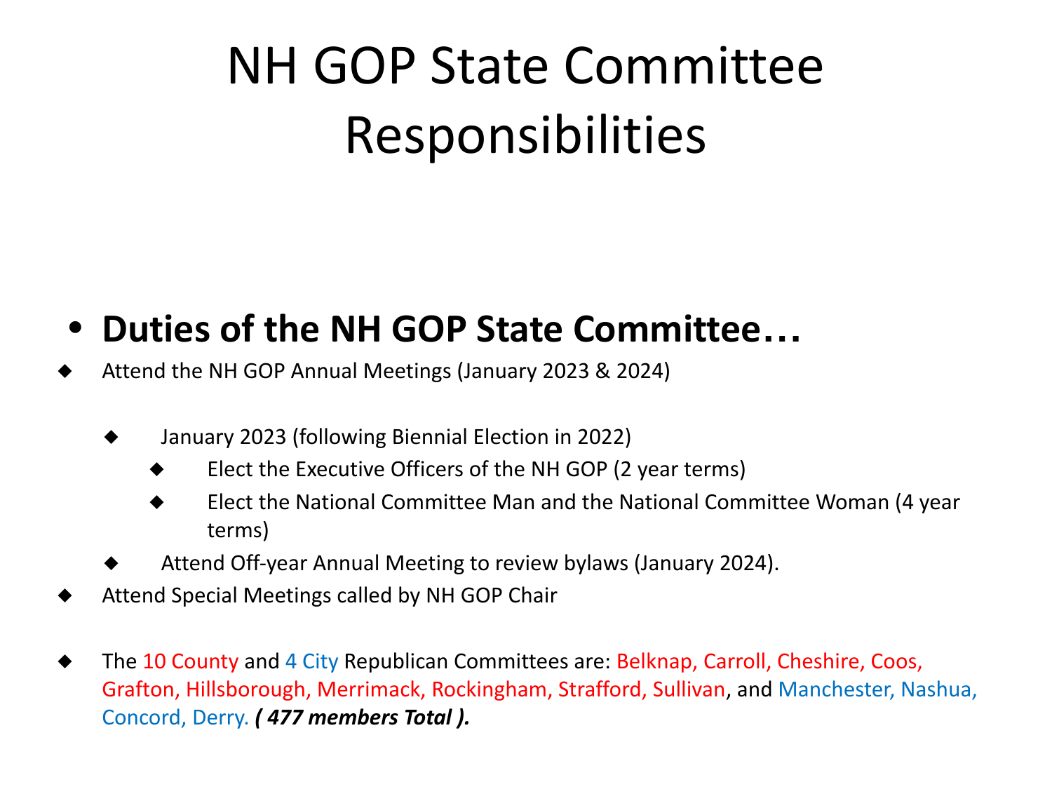# NH GOP State Committee Responsibilities

- **Duties of the NH GOP State Committee…**

- Attend the NH GOP Annual Meetings (January 2023 & 2024)
  - January 2023 (following Biennial Election in 2022)
    - Elect the Executive Officers of the NH GOP (2 year terms)
    - Elect the National Committee Man and the National Committee Woman (4 year terms)
  - Attend Off-year Annual Meeting to review bylaws (January 2024).
- Attend Special Meetings called by NH GOP Chair
- The 10 County and 4 City Republican Committees are: Belknap, Carroll, Cheshire, Coos, Grafton, Hillsborough, Merrimack, Rockingham, Strafford, Sullivan, and Manchester, Nashua, Concord, Derry. ***( 477 members Total ).***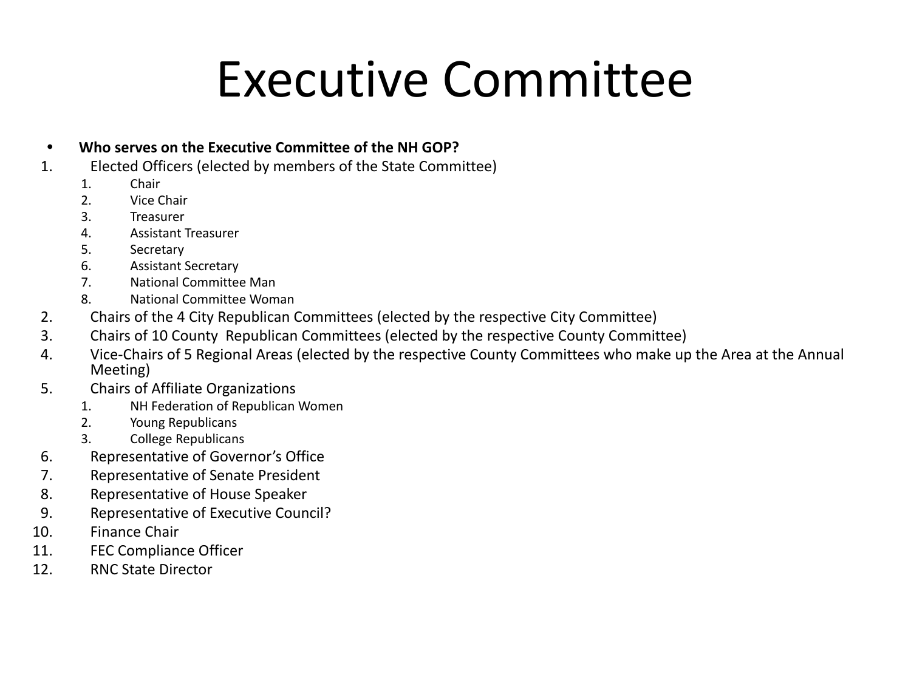# Executive Committee

- **Who serves on the Executive Committee of the NH GOP?**

1. Elected Officers (elected by members of the State Committee)
   1. Chair
   2. Vice Chair
   3. Treasurer
   4. Assistant Treasurer
   5. Secretary
   6. Assistant Secretary
   7. National Committee Man
   8. National Committee Woman
2. Chairs of the 4 City Republican Committees (elected by the respective City Committee)
3. Chairs of 10 County Republican Committees (elected by the respective County Committee)
4. Vice-Chairs of 5 Regional Areas (elected by the respective County Committees who make up the Area at the Annual Meeting)
5. Chairs of Affiliate Organizations
   1. NH Federation of Republican Women
   2. Young Republicans
   3. College Republicans
6. Representative of Governor's Office
7. Representative of Senate President
8. Representative of House Speaker
9. Representative of Executive Council?
10. Finance Chair
11. FEC Compliance Officer
12. RNC State Director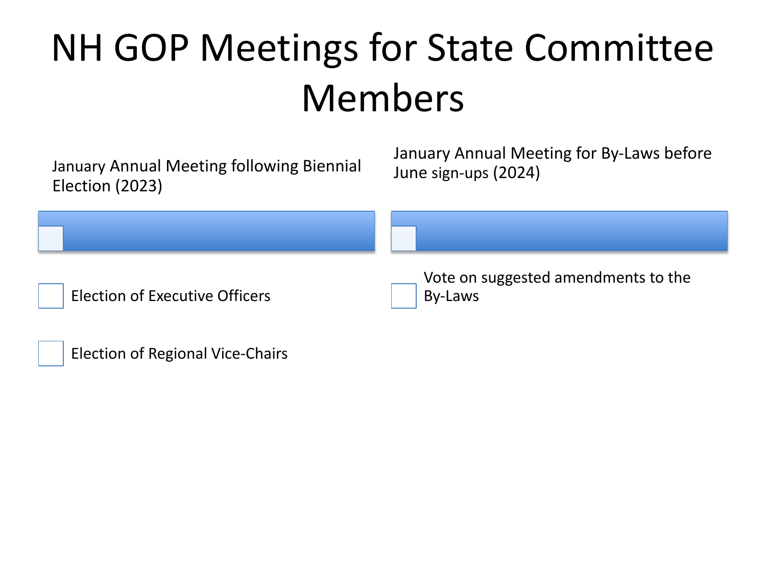# NH GOP Meetings for State Committee Members

## January Annual Meeting following Biennial Election (2023)

- Election of Executive Officers
- Election of Regional Vice-Chairs

## January Annual Meeting for By-Laws before June sign-ups (2024)

- Vote on suggested amendments to the By-Laws